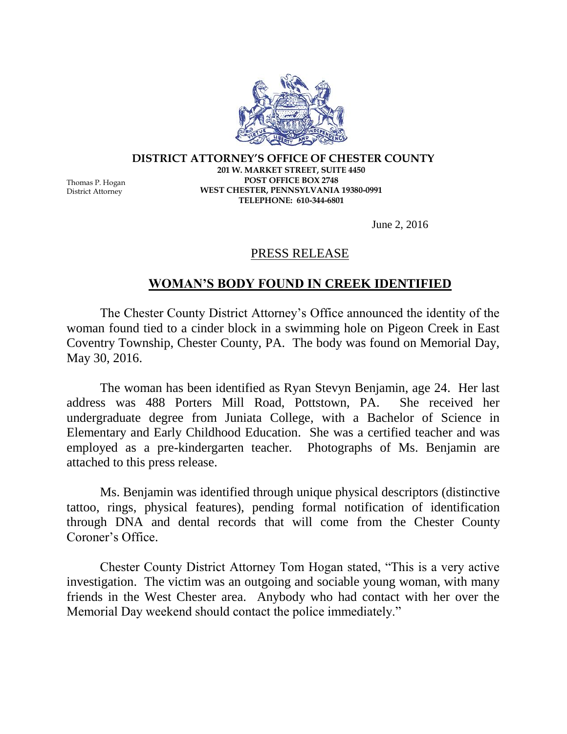**DISTRICT ATTORNEY'S OFFICE OF CHESTER COUNTY**
**201 W. MARKET STREET, SUITE 4450**
**POST OFFICE BOX 2748**
**WEST CHESTER, PENNSYLVANIA 19380-0991**
**TELEPHONE: 610-344-6801**

Thomas P. Hogan
District Attorney

June 2, 2016

PRESS RELEASE

## WOMAN'S BODY FOUND IN CREEK IDENTIFIED

The Chester County District Attorney's Office announced the identity of the woman found tied to a cinder block in a swimming hole on Pigeon Creek in East Coventry Township, Chester County, PA. The body was found on Memorial Day, May 30, 2016.

The woman has been identified as Ryan Stevyn Benjamin, age 24. Her last address was 488 Porters Mill Road, Pottstown, PA. She received her undergraduate degree from Juniata College, with a Bachelor of Science in Elementary and Early Childhood Education. She was a certified teacher and was employed as a pre-kindergarten teacher. Photographs of Ms. Benjamin are attached to this press release.

Ms. Benjamin was identified through unique physical descriptors (distinctive tattoo, rings, physical features), pending formal notification of identification through DNA and dental records that will come from the Chester County Coroner's Office.

Chester County District Attorney Tom Hogan stated, "This is a very active investigation. The victim was an outgoing and sociable young woman, with many friends in the West Chester area. Anybody who had contact with her over the Memorial Day weekend should contact the police immediately."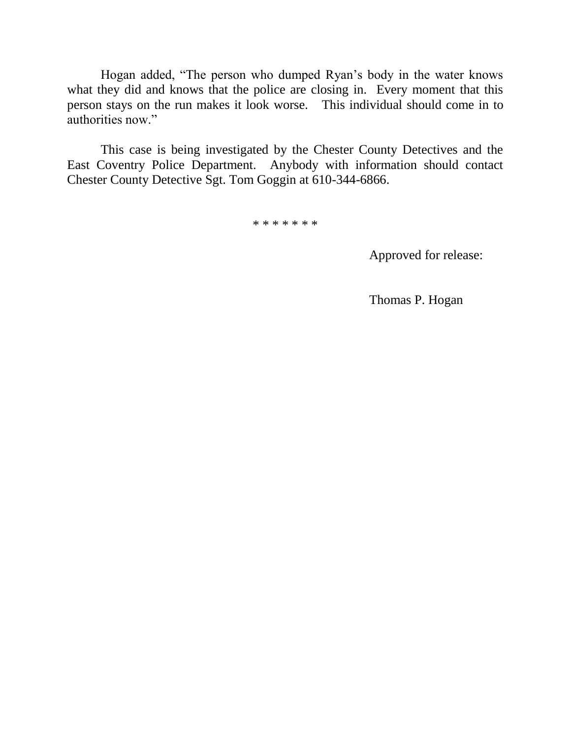Hogan added, "The person who dumped Ryan's body in the water knows what they did and knows that the police are closing in. Every moment that this person stays on the run makes it look worse. This individual should come in to authorities now."

This case is being investigated by the Chester County Detectives and the East Coventry Police Department. Anybody with information should contact Chester County Detective Sgt. Tom Goggin at 610-344-6866.

* * * * * * *

Approved for release:

Thomas P. Hogan